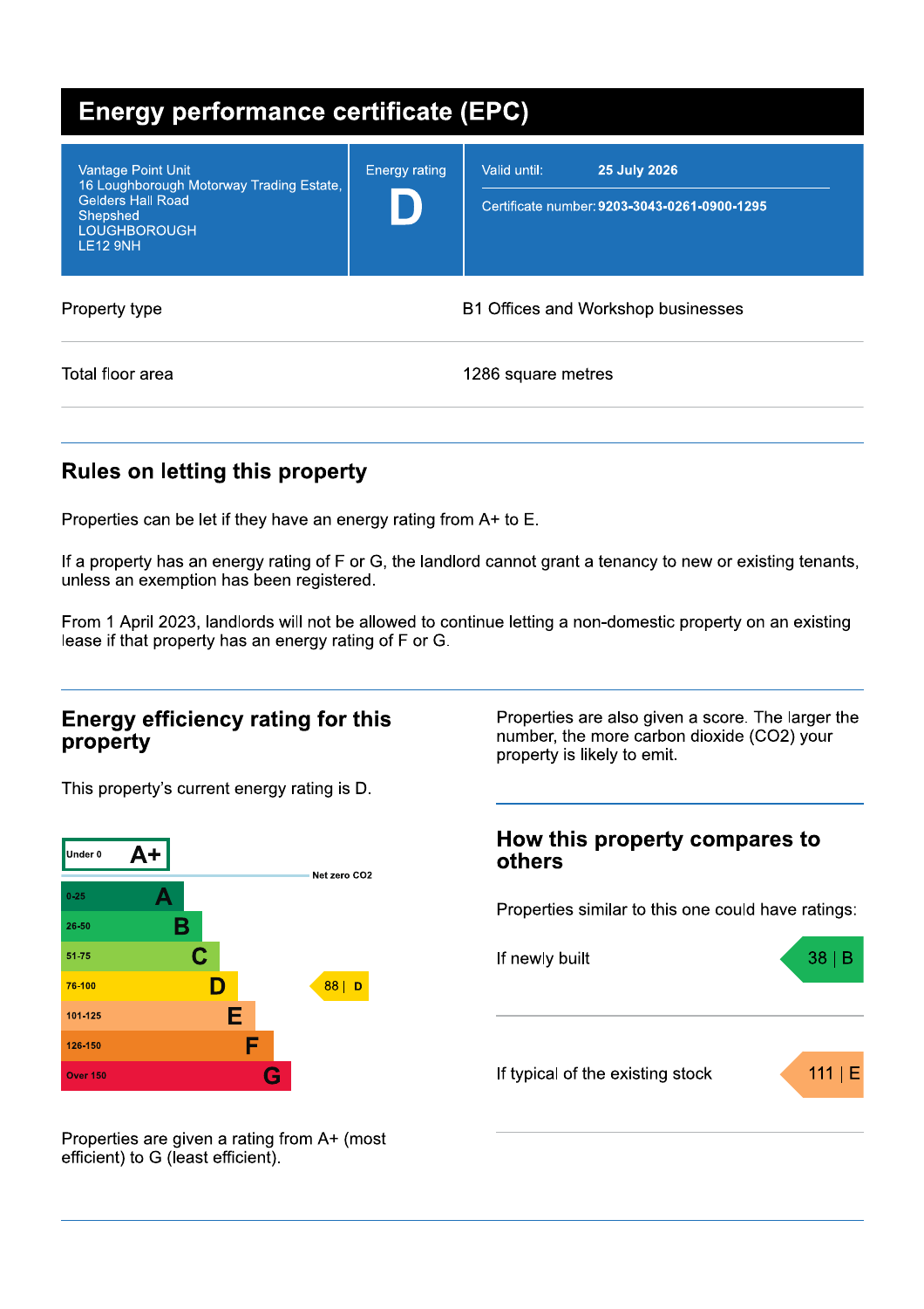# Energy performance certificate (EPC)

| | | |
|---|---|---|
| Vantage Point Unit<br>16 Loughborough Motorway Trading Estate,<br>Gelders Hall Road<br>Shepshed<br>LOUGHBOROUGH<br>LE12 9NH | Energy rating<br>**D** | Valid until: **25 July 2026**<br>Certificate number: **9203-3043-0261-0900-1295** |

| | |
|---|---|
| Property type | B1 Offices and Workshop businesses |
| Total floor area | 1286 square metres |

## Rules on letting this property

Properties can be let if they have an energy rating from A+ to E.

If a property has an energy rating of F or G, the landlord cannot grant a tenancy to new or existing tenants, unless an exemption has been registered.

From 1 April 2023, landlords will not be allowed to continue letting a non-domestic property on an existing lease if that property has an energy rating of F or G.

## Energy efficiency rating for this property

This property's current energy rating is D.

| Score | Rating |
|---|---|
| Under 0 | A+ |
| 0-25 | A |
| 26-50 | B |
| 51-75 | C |
| 76-100 | D |
| 101-125 | E |
| 126-150 | F |
| Over 150 | G |

Net zero CO2

This property: 88 | D

Properties are given a rating from A+ (most efficient) to G (least efficient).

Properties are also given a score. The larger the number, the more carbon dioxide ($CO_2$) your property is likely to emit.

## How this property compares to others

Properties similar to this one could have ratings:

| | |
|---|---|
| If newly built | 38 \| B |
| If typical of the existing stock | 111 \| E |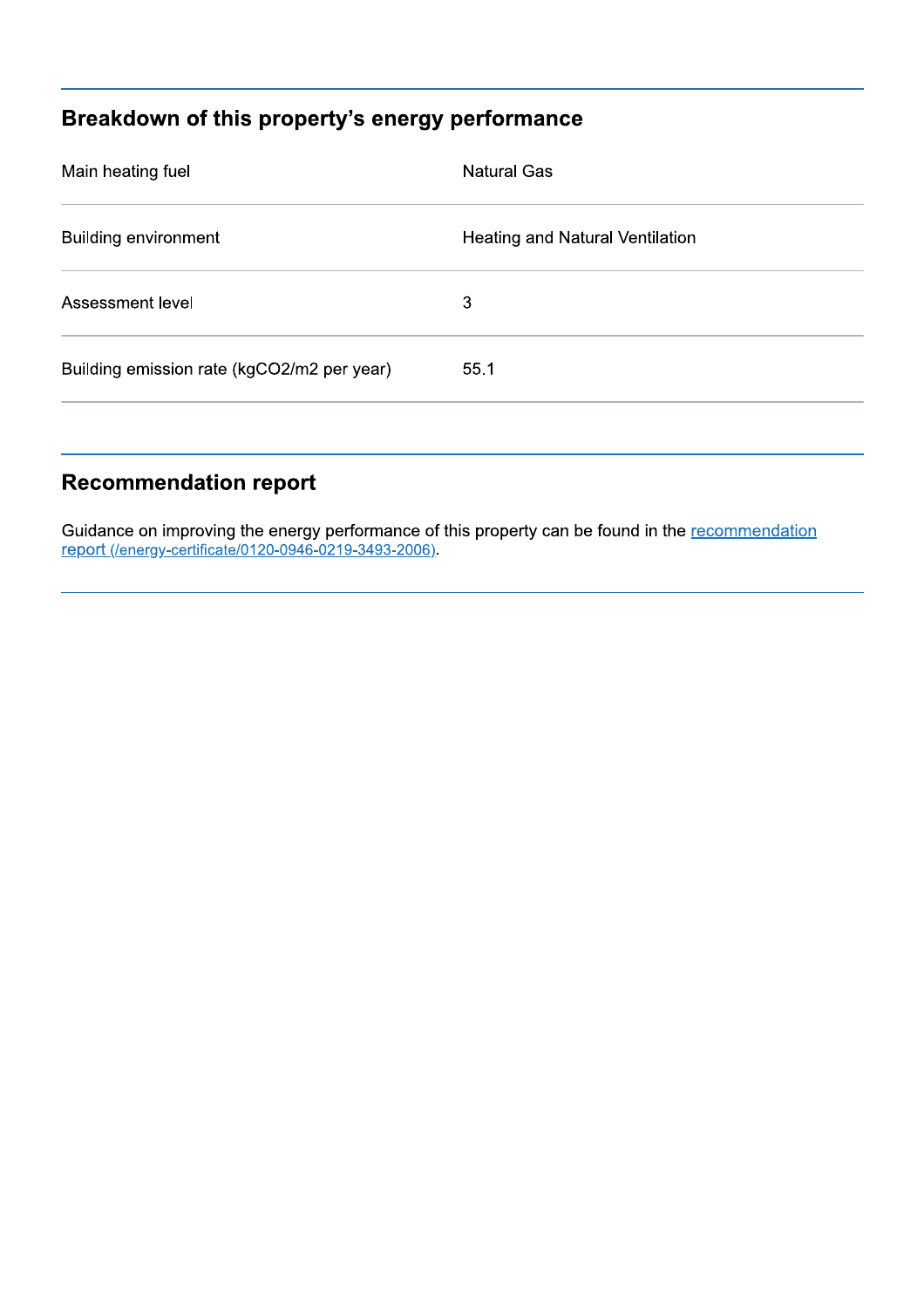## Breakdown of this property's energy performance

| | |
|---|---|
| Main heating fuel | Natural Gas |
| Building environment | Heating and Natural Ventilation |
| Assessment level | 3 |
| Building emission rate (kgCO2/m2 per year) | 55.1 |

## Recommendation report

Guidance on improving the energy performance of this property can be found in the [recommendation report (/energy-certificate/0120-0946-0219-3493-2006)](/energy-certificate/0120-0946-0219-3493-2006).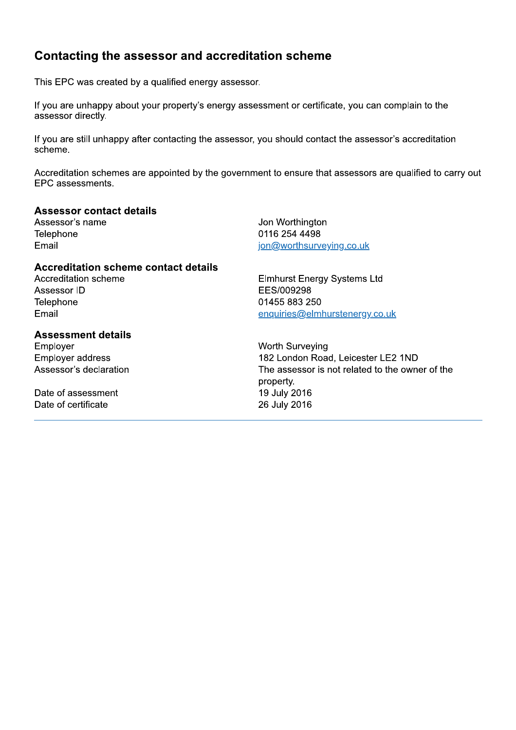## Contacting the assessor and accreditation scheme

This EPC was created by a qualified energy assessor.

If you are unhappy about your property's energy assessment or certificate, you can complain to the assessor directly.

If you are still unhappy after contacting the assessor, you should contact the assessor's accreditation scheme.

Accreditation schemes are appointed by the government to ensure that assessors are qualified to carry out EPC assessments.

### Assessor contact details

| | |
|---|---|
| Assessor's name | Jon Worthington |
| Telephone | 0116 254 4498 |
| Email | jon@worthsurveying.co.uk |

### Accreditation scheme contact details

| | |
|---|---|
| Accreditation scheme | Elmhurst Energy Systems Ltd |
| Assessor ID | EES/009298 |
| Telephone | 01455 883 250 |
| Email | enquiries@elmhurstenergy.co.uk |

### Assessment details

| | |
|---|---|
| Employer | Worth Surveying |
| Employer address | 182 London Road, Leicester LE2 1ND |
| Assessor's declaration | The assessor is not related to the owner of the property. |
| Date of assessment | 19 July 2016 |
| Date of certificate | 26 July 2016 |